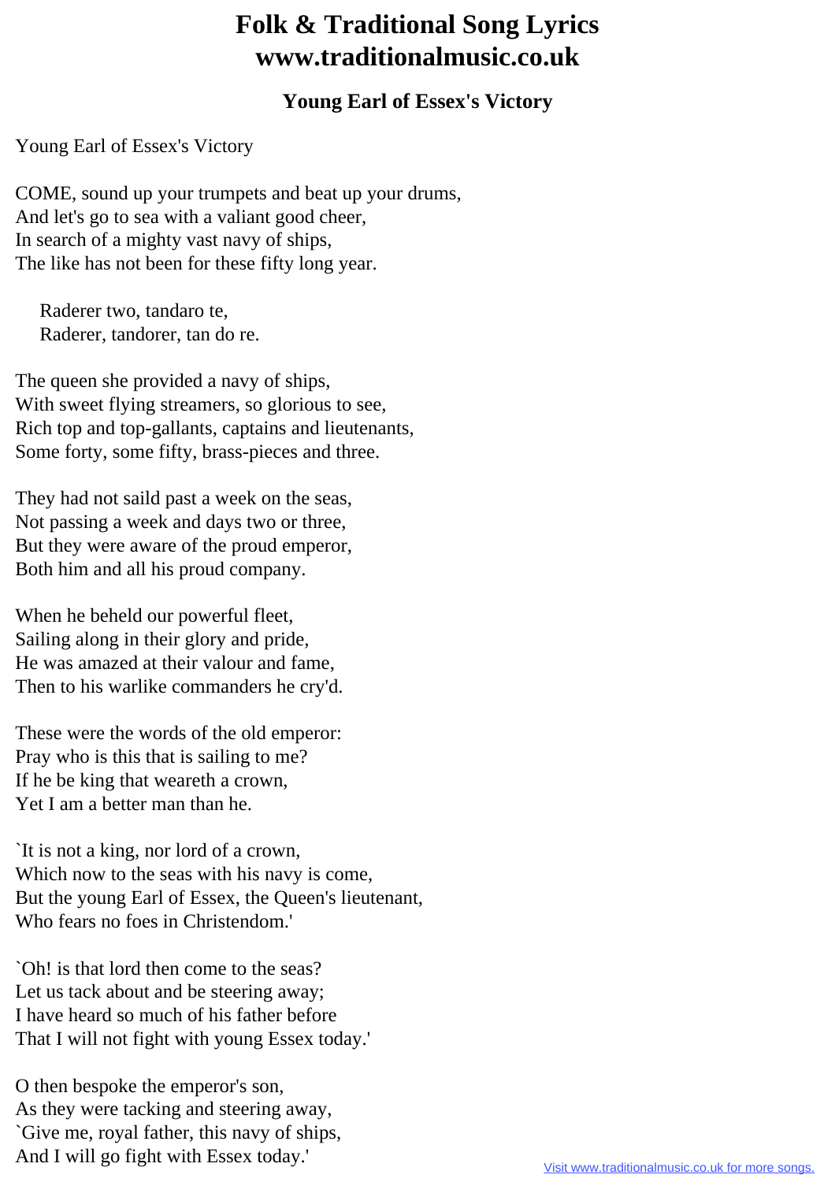# Folk & Traditional Song Lyrics www.traditionalmusic.co.uk

## Young Earl of Essex's Victory

Young Earl of Essex's Victory

COME, sound up your trumpets and beat up your drums,
And let's go to sea with a valiant good cheer,
In search of a mighty vast navy of ships,
The like has not been for these fifty long year.

> Raderer two, tandaro te,
> Raderer, tandorer, tan do re.

The queen she provided a navy of ships,
With sweet flying streamers, so glorious to see,
Rich top and top-gallants, captains and lieutenants,
Some forty, some fifty, brass-pieces and three.

They had not saild past a week on the seas,
Not passing a week and days two or three,
But they were aware of the proud emperor,
Both him and all his proud company.

When he beheld our powerful fleet,
Sailing along in their glory and pride,
He was amazed at their valour and fame,
Then to his warlike commanders he cry'd.

These were the words of the old emperor:
Pray who is this that is sailing to me?
If he be king that weareth a crown,
Yet I am a better man than he.

`It is not a king, nor lord of a crown,
Which now to the seas with his navy is come,
But the young Earl of Essex, the Queen's lieutenant,
Who fears no foes in Christendom.'

`Oh! is that lord then come to the seas?
Let us tack about and be steering away;
I have heard so much of his father before
That I will not fight with young Essex today.'

O then bespoke the emperor's son,
As they were tacking and steering away,
`Give me, royal father, this navy of ships,
And I will go fight with Essex today.'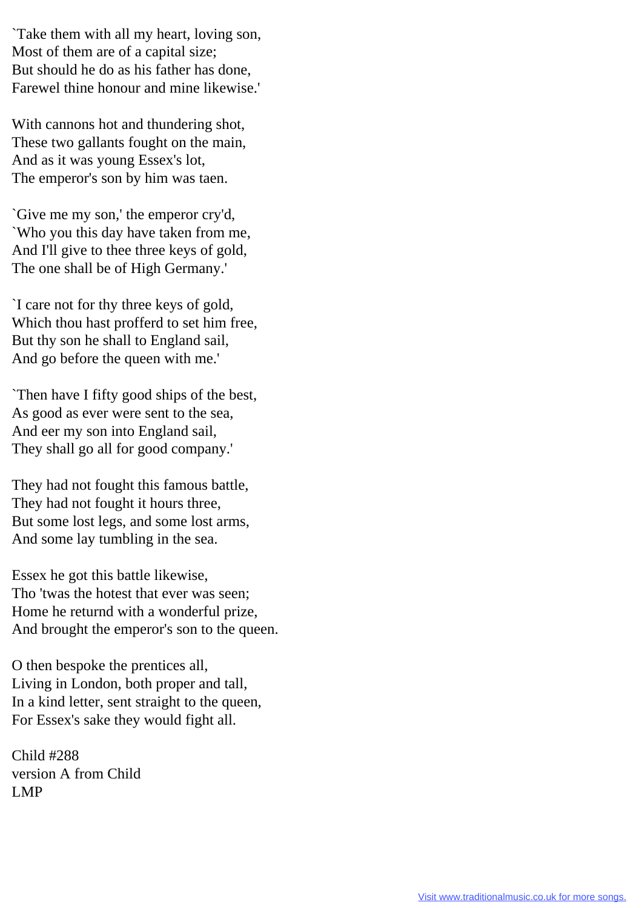`Take them with all my heart, loving son,
Most of them are of a capital size;
But should he do as his father has done,
Farewel thine honour and mine likewise.'

With cannons hot and thundering shot,
These two gallants fought on the main,
And as it was young Essex's lot,
The emperor's son by him was taen.

`Give me my son,' the emperor cry'd,
`Who you this day have taken from me,
And I'll give to thee three keys of gold,
The one shall be of High Germany.'

`I care not for thy three keys of gold,
Which thou hast profferd to set him free,
But thy son he shall to England sail,
And go before the queen with me.'

`Then have I fifty good ships of the best,
As good as ever were sent to the sea,
And eer my son into England sail,
They shall go all for good company.'

They had not fought this famous battle,
They had not fought it hours three,
But some lost legs, and some lost arms,
And some lay tumbling in the sea.

Essex he got this battle likewise,
Tho 'twas the hotest that ever was seen;
Home he returnd with a wonderful prize,
And brought the emperor's son to the queen.

O then bespoke the prentices all,
Living in London, both proper and tall,
In a kind letter, sent straight to the queen,
For Essex's sake they would fight all.

Child #288
version A from Child
LMP